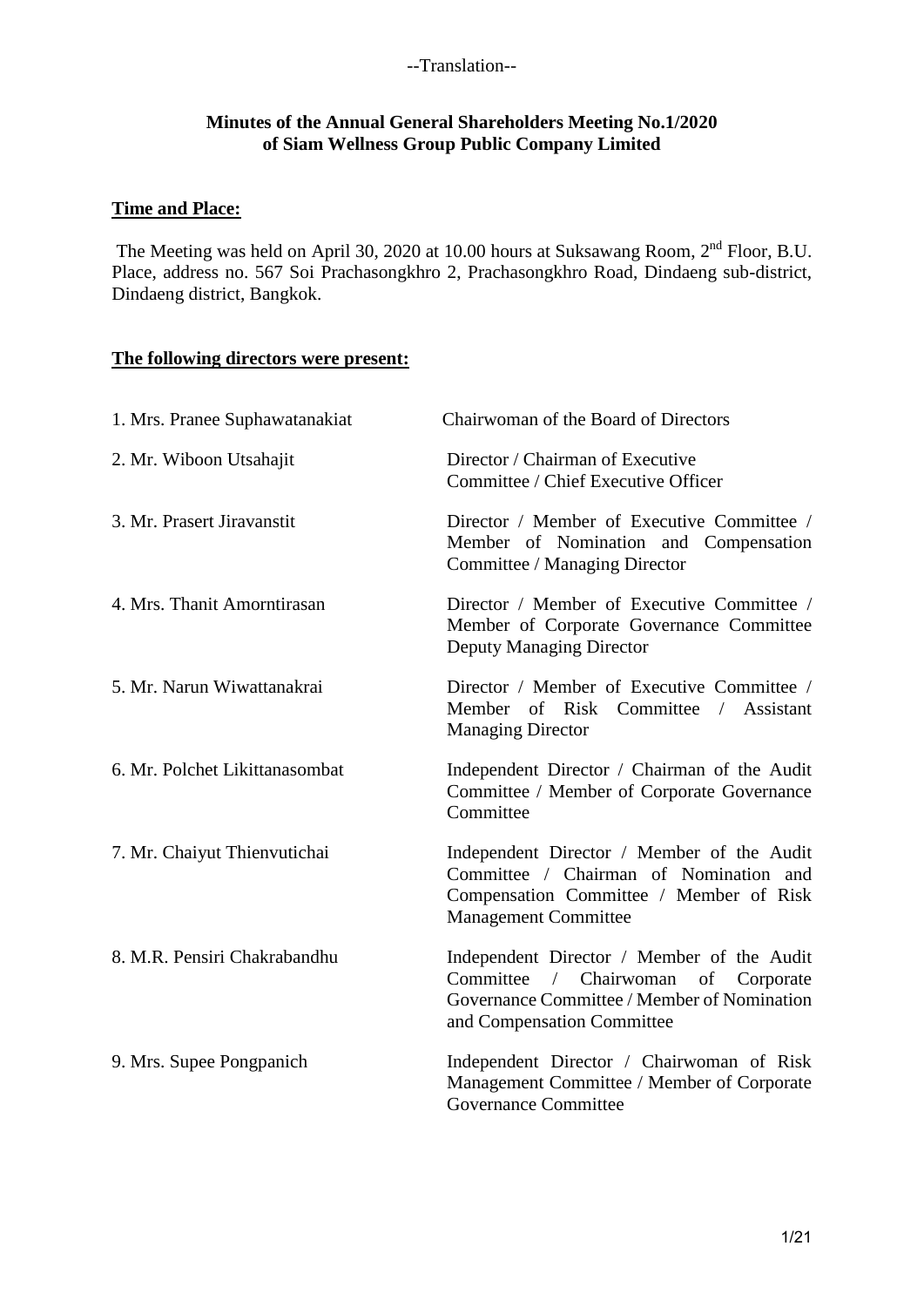--Translation--

**Minutes of the Annual General Shareholders Meeting No.1/2020**
**of Siam Wellness Group Public Company Limited**

**Time and Place:**

The Meeting was held on April 30, 2020 at 10.00 hours at Suksawang Room, 2nd Floor, B.U. Place, address no. 567 Soi Prachasongkhro 2, Prachasongkhro Road, Dindaeng sub-district, Dindaeng district, Bangkok.

**The following directors were present:**

| | |
|---|---|
| 1. Mrs. Pranee Suphawatanakiat | Chairwoman of the Board of Directors |
| 2. Mr. Wiboon Utsahajit | Director / Chairman of Executive Committee / Chief Executive Officer |
| 3. Mr. Prasert Jiravanstit | Director / Member of Executive Committee / Member of Nomination and Compensation Committee / Managing Director |
| 4. Mrs. Thanit Amorntirasan | Director / Member of Executive Committee / Member of Corporate Governance Committee Deputy Managing Director |
| 5. Mr. Narun Wiwattanakrai | Director / Member of Executive Committee / Member of Risk Committee / Assistant Managing Director |
| 6. Mr. Polchet Likittanasombat | Independent Director / Chairman of the Audit Committee / Member of Corporate Governance Committee |
| 7. Mr. Chaiyut Thienvutichai | Independent Director / Member of the Audit Committee / Chairman of Nomination and Compensation Committee / Member of Risk Management Committee |
| 8. M.R. Pensiri Chakrabandhu | Independent Director / Member of the Audit Committee / Chairwoman of Corporate Governance Committee / Member of Nomination and Compensation Committee |
| 9. Mrs. Supee Pongpanich | Independent Director / Chairwoman of Risk Management Committee / Member of Corporate Governance Committee |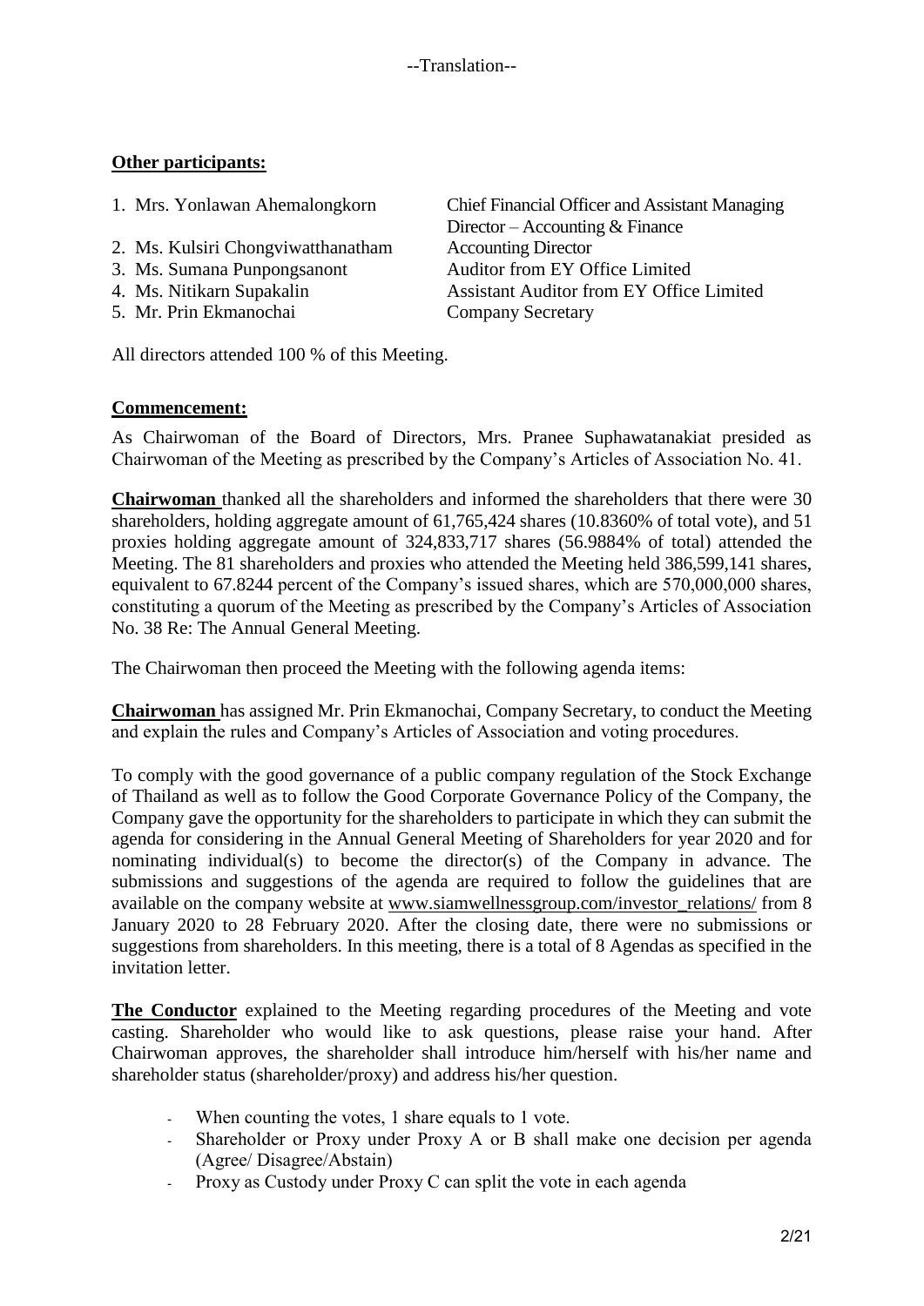--Translation--

**Other participants:**

| | |
|---|---|
| 1. Mrs. Yonlawan Ahemalongkorn | Chief Financial Officer and Assistant Managing Director – Accounting & Finance |
| 2. Ms. Kulsiri Chongviwatthanatham | Accounting Director |
| 3. Ms. Sumana Punpongsanont | Auditor from EY Office Limited |
| 4. Ms. Nitikarn Supakalin | Assistant Auditor from EY Office Limited |
| 5. Mr. Prin Ekmanochai | Company Secretary |

All directors attended 100 % of this Meeting.

**Commencement:**

As Chairwoman of the Board of Directors, Mrs. Pranee Suphawatanakiat presided as Chairwoman of the Meeting as prescribed by the Company's Articles of Association No. 41.

**Chairwoman** thanked all the shareholders and informed the shareholders that there were 30 shareholders, holding aggregate amount of 61,765,424 shares (10.8360% of total vote), and 51 proxies holding aggregate amount of 324,833,717 shares (56.9884% of total) attended the Meeting. The 81 shareholders and proxies who attended the Meeting held 386,599,141 shares, equivalent to 67.8244 percent of the Company's issued shares, which are 570,000,000 shares, constituting a quorum of the Meeting as prescribed by the Company's Articles of Association No. 38 Re: The Annual General Meeting.

The Chairwoman then proceed the Meeting with the following agenda items:

**Chairwoman** has assigned Mr. Prin Ekmanochai, Company Secretary, to conduct the Meeting and explain the rules and Company's Articles of Association and voting procedures.

To comply with the good governance of a public company regulation of the Stock Exchange of Thailand as well as to follow the Good Corporate Governance Policy of the Company, the Company gave the opportunity for the shareholders to participate in which they can submit the agenda for considering in the Annual General Meeting of Shareholders for year 2020 and for nominating individual(s) to become the director(s) of the Company in advance. The submissions and suggestions of the agenda are required to follow the guidelines that are available on the company website at www.siamwellnessgroup.com/investor_relations/ from 8 January 2020 to 28 February 2020. After the closing date, there were no submissions or suggestions from shareholders. In this meeting, there is a total of 8 Agendas as specified in the invitation letter.

**The Conductor** explained to the Meeting regarding procedures of the Meeting and vote casting. Shareholder who would like to ask questions, please raise your hand. After Chairwoman approves, the shareholder shall introduce him/herself with his/her name and shareholder status (shareholder/proxy) and address his/her question.

- When counting the votes, 1 share equals to 1 vote.
- Shareholder or Proxy under Proxy A or B shall make one decision per agenda (Agree/ Disagree/Abstain)
- Proxy as Custody under Proxy C can split the vote in each agenda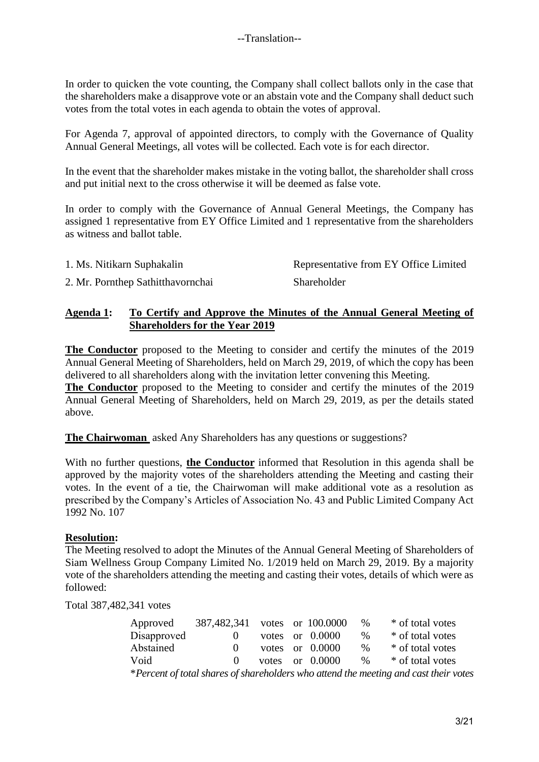--Translation--

In order to quicken the vote counting, the Company shall collect ballots only in the case that the shareholders make a disapprove vote or an abstain vote and the Company shall deduct such votes from the total votes in each agenda to obtain the votes of approval.

For Agenda 7, approval of appointed directors, to comply with the Governance of Quality Annual General Meetings, all votes will be collected. Each vote is for each director.

In the event that the shareholder makes mistake in the voting ballot, the shareholder shall cross and put initial next to the cross otherwise it will be deemed as false vote.

In order to comply with the Governance of Annual General Meetings, the Company has assigned 1 representative from EY Office Limited and 1 representative from the shareholders as witness and ballot table.

| | |
|---|---|
| 1. Ms. Nitikarn Suphakalin | Representative from EY Office Limited |
| 2. Mr. Pornthep Sathitthavornchai | Shareholder |

**Agenda 1: To Certify and Approve the Minutes of the Annual General Meeting of Shareholders for the Year 2019**

**The Conductor** proposed to the Meeting to consider and certify the minutes of the 2019 Annual General Meeting of Shareholders, held on March 29, 2019, of which the copy has been delivered to all shareholders along with the invitation letter convening this Meeting.
**The Conductor** proposed to the Meeting to consider and certify the minutes of the 2019 Annual General Meeting of Shareholders, held on March 29, 2019, as per the details stated above.

**The Chairwoman** asked Any Shareholders has any questions or suggestions?

With no further questions, **the Conductor** informed that Resolution in this agenda shall be approved by the majority votes of the shareholders attending the Meeting and casting their votes. In the event of a tie, the Chairwoman will make additional vote as a resolution as prescribed by the Company's Articles of Association No. 43 and Public Limited Company Act 1992 No. 107

**Resolution:**
The Meeting resolved to adopt the Minutes of the Annual General Meeting of Shareholders of Siam Wellness Group Company Limited No. 1/2019 held on March 29, 2019. By a majority vote of the shareholders attending the meeting and casting their votes, details of which were as followed:

Total 387,482,341 votes

| | | | | | | |
|---|---|---|---|---|---|---|
| Approved | 387,482,341 | votes | or | 100.0000 | % | * of total votes |
| Disapproved | 0 | votes | or | 0.0000 | % | * of total votes |
| Abstained | 0 | votes | or | 0.0000 | % | * of total votes |
| Void | 0 | votes | or | 0.0000 | % | * of total votes |

*\*Percent of total shares of shareholders who attend the meeting and cast their votes*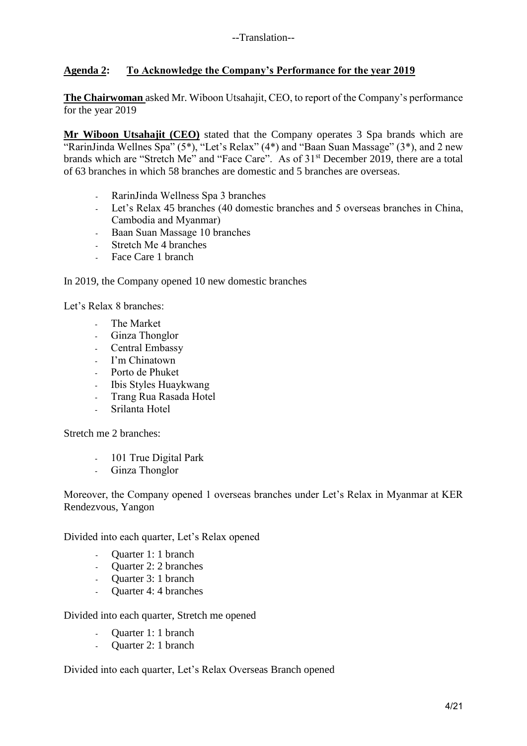--Translation--

**Agenda 2: To Acknowledge the Company's Performance for the year 2019**

**The Chairwoman** asked Mr. Wiboon Utsahajit, CEO, to report of the Company's performance for the year 2019

**Mr Wiboon Utsahajit (CEO)** stated that the Company operates 3 Spa brands which are "RarinJinda Wellnes Spa" (5*), "Let's Relax" (4*) and "Baan Suan Massage" (3*), and 2 new brands which are "Stretch Me" and "Face Care". As of 31st December 2019, there are a total of 63 branches in which 58 branches are domestic and 5 branches are overseas.

- RarinJinda Wellness Spa 3 branches
- Let's Relax 45 branches (40 domestic branches and 5 overseas branches in China, Cambodia and Myanmar)
- Baan Suan Massage 10 branches
- Stretch Me 4 branches
- Face Care 1 branch

In 2019, the Company opened 10 new domestic branches

Let's Relax 8 branches:

- The Market
- Ginza Thonglor
- Central Embassy
- I'm Chinatown
- Porto de Phuket
- Ibis Styles Huaykwang
- Trang Rua Rasada Hotel
- Srilanta Hotel

Stretch me 2 branches:

- 101 True Digital Park
- Ginza Thonglor

Moreover, the Company opened 1 overseas branches under Let's Relax in Myanmar at KER Rendezvous, Yangon

Divided into each quarter, Let's Relax opened

- Quarter 1: 1 branch
- Quarter 2: 2 branches
- Quarter 3: 1 branch
- Quarter 4: 4 branches

Divided into each quarter, Stretch me opened

- Quarter 1: 1 branch
- Quarter 2: 1 branch

Divided into each quarter, Let's Relax Overseas Branch opened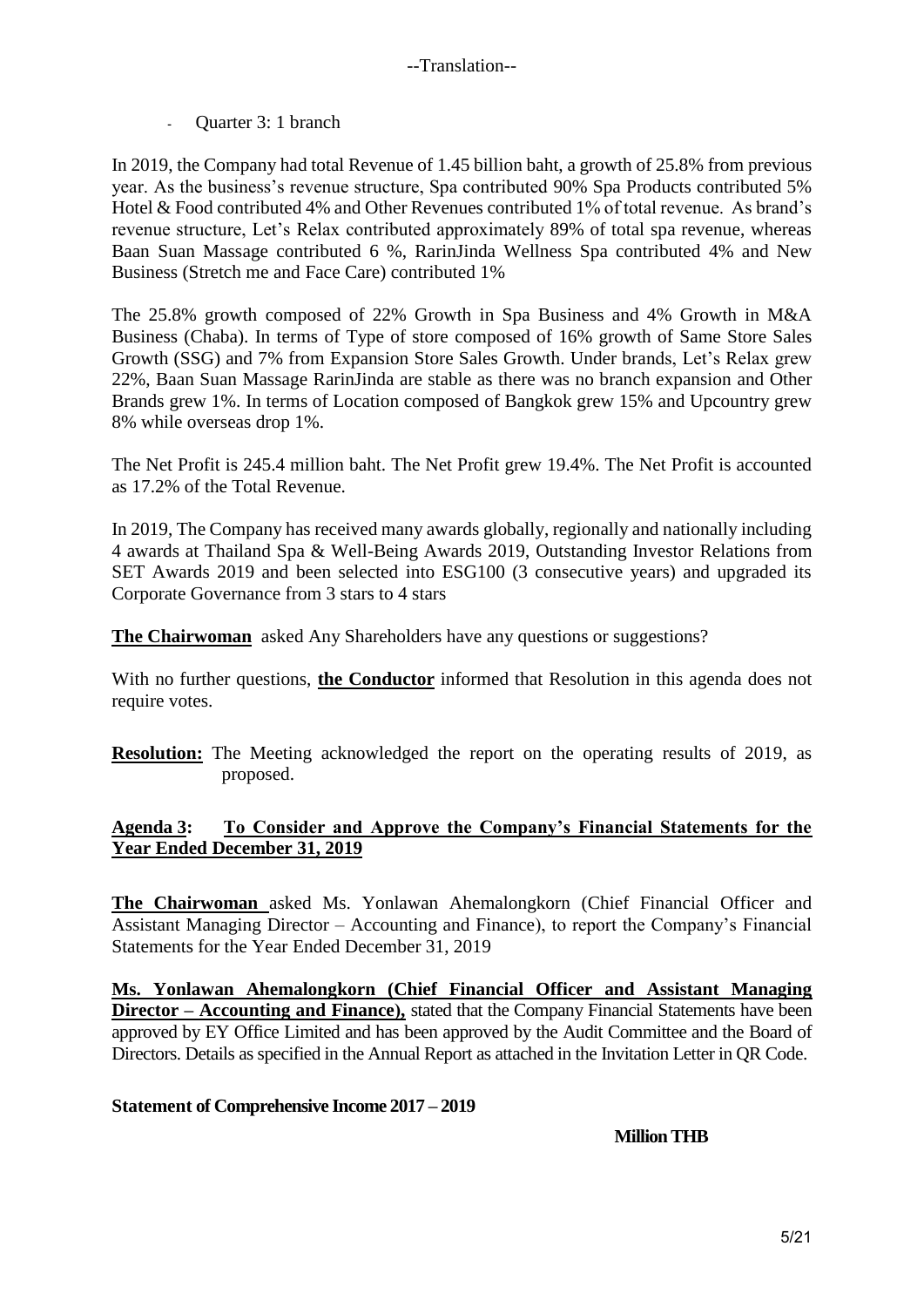--Translation--

- Quarter 3: 1 branch

In 2019, the Company had total Revenue of 1.45 billion baht, a growth of 25.8% from previous year. As the business's revenue structure, Spa contributed 90% Spa Products contributed 5% Hotel & Food contributed 4% and Other Revenues contributed 1% of total revenue. As brand's revenue structure, Let's Relax contributed approximately 89% of total spa revenue, whereas Baan Suan Massage contributed 6 %, RarinJinda Wellness Spa contributed 4% and New Business (Stretch me and Face Care) contributed 1%

The 25.8% growth composed of 22% Growth in Spa Business and 4% Growth in M&A Business (Chaba). In terms of Type of store composed of 16% growth of Same Store Sales Growth (SSG) and 7% from Expansion Store Sales Growth. Under brands, Let's Relax grew 22%, Baan Suan Massage RarinJinda are stable as there was no branch expansion and Other Brands grew 1%. In terms of Location composed of Bangkok grew 15% and Upcountry grew 8% while overseas drop 1%.

The Net Profit is 245.4 million baht. The Net Profit grew 19.4%. The Net Profit is accounted as 17.2% of the Total Revenue.

In 2019, The Company has received many awards globally, regionally and nationally including 4 awards at Thailand Spa & Well-Being Awards 2019, Outstanding Investor Relations from SET Awards 2019 and been selected into ESG100 (3 consecutive years) and upgraded its Corporate Governance from 3 stars to 4 stars

**The Chairwoman** asked Any Shareholders have any questions or suggestions?

With no further questions, **the Conductor** informed that Resolution in this agenda does not require votes.

**Resolution:** The Meeting acknowledged the report on the operating results of 2019, as proposed.

## Agenda 3: To Consider and Approve the Company's Financial Statements for the Year Ended December 31, 2019

**The Chairwoman** asked Ms. Yonlawan Ahemalongkorn (Chief Financial Officer and Assistant Managing Director – Accounting and Finance), to report the Company's Financial Statements for the Year Ended December 31, 2019

**Ms. Yonlawan Ahemalongkorn (Chief Financial Officer and Assistant Managing Director – Accounting and Finance),** stated that the Company Financial Statements have been approved by EY Office Limited and has been approved by the Audit Committee and the Board of Directors. Details as specified in the Annual Report as attached in the Invitation Letter in QR Code.

**Statement of Comprehensive Income 2017 – 2019**

**Million THB**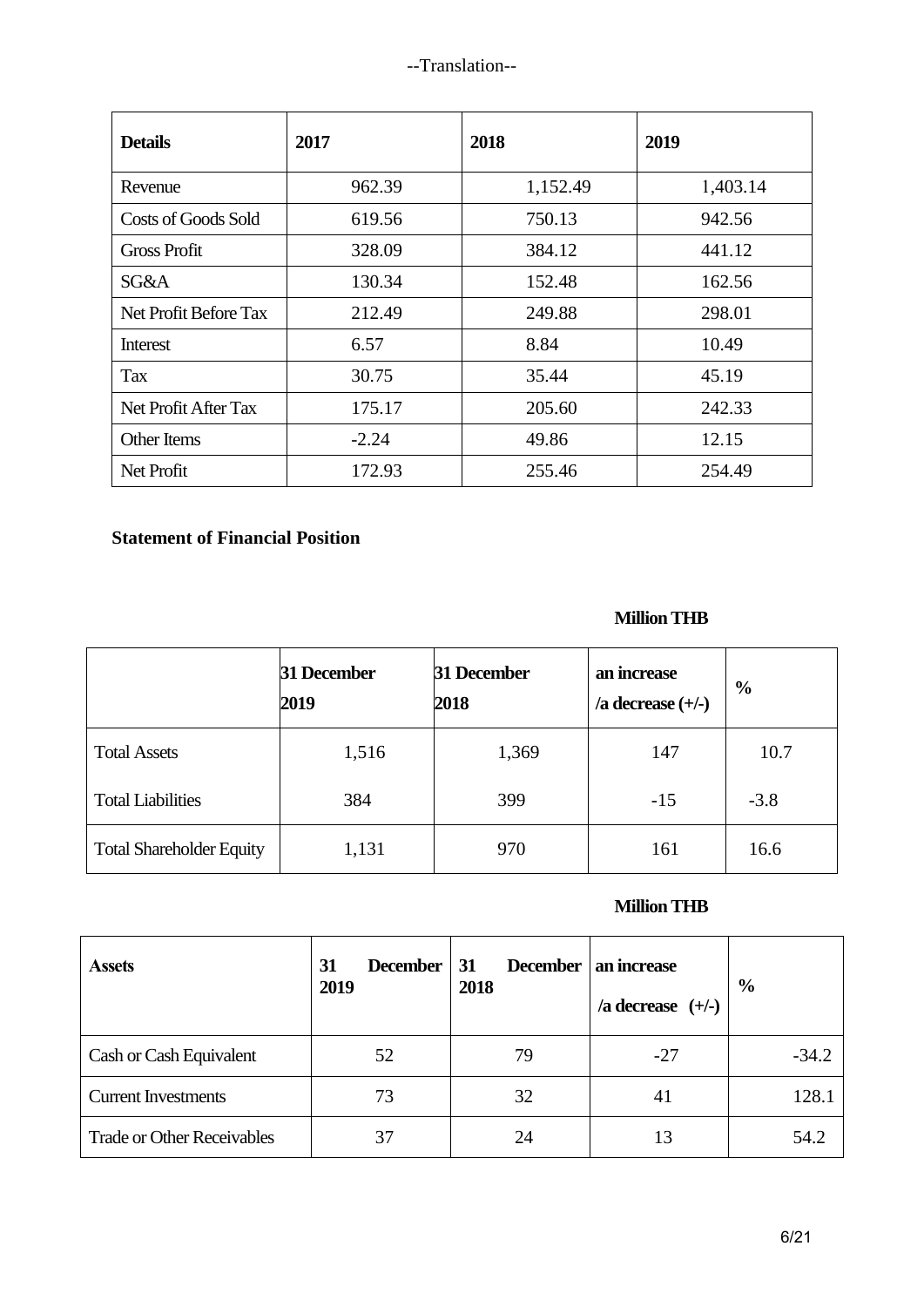--Translation--

| Details | 2017 | 2018 | 2019 |
|---|---|---|---|
| Revenue | 962.39 | 1,152.49 | 1,403.14 |
| Costs of Goods Sold | 619.56 | 750.13 | 942.56 |
| Gross Profit | 328.09 | 384.12 | 441.12 |
| SG&A | 130.34 | 152.48 | 162.56 |
| Net Profit Before Tax | 212.49 | 249.88 | 298.01 |
| Interest | 6.57 | 8.84 | 10.49 |
| Tax | 30.75 | 35.44 | 45.19 |
| Net Profit After Tax | 175.17 | 205.60 | 242.33 |
| Other Items | -2.24 | 49.86 | 12.15 |
| Net Profit | 172.93 | 255.46 | 254.49 |

**Statement of Financial Position**

**Million THB**

| | 31 December 2019 | 31 December 2018 | an increase /a decrease (+/-) | % |
|---|---|---|---|---|
| Total Assets | 1,516 | 1,369 | 147 | 10.7 |
| Total Liabilities | 384 | 399 | -15 | -3.8 |
| Total Shareholder Equity | 1,131 | 970 | 161 | 16.6 |

**Million THB**

| Assets | 31 December 2019 | 31 December 2018 | an increase /a decrease (+/-) | % |
|---|---|---|---|---|
| Cash or Cash Equivalent | 52 | 79 | -27 | -34.2 |
| Current Investments | 73 | 32 | 41 | 128.1 |
| Trade or Other Receivables | 37 | 24 | 13 | 54.2 |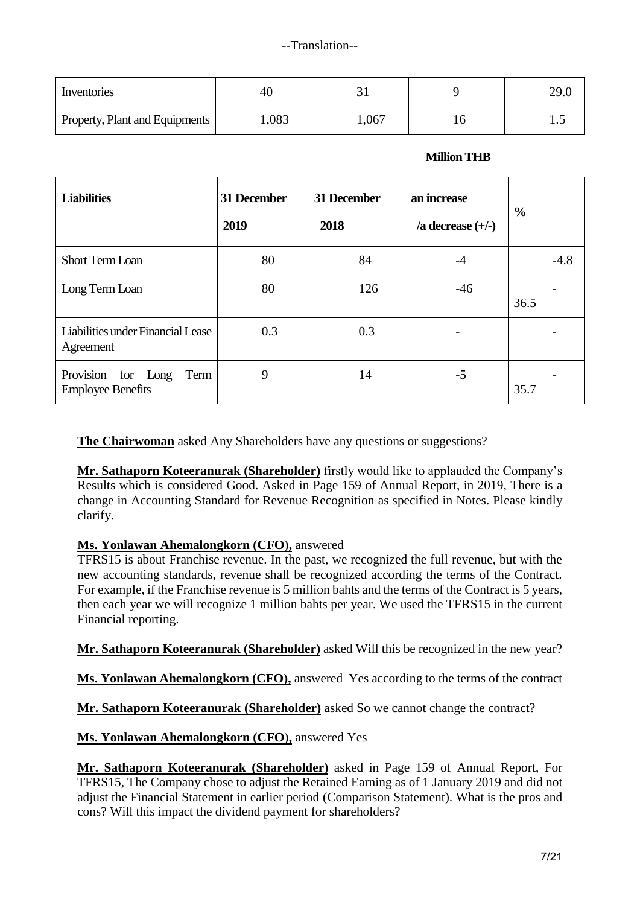| Inventories | 40 | 31 | 9 | 29.0 |
|---|---|---|---|---|
| Property, Plant and Equipments | 1,083 | 1,067 | 16 | 1.5 |

**Million THB**

| **Liabilities** | **31 December 2019** | **31 December 2018** | **an increase /a decrease (+/-)** | **%** |
|---|---|---|---|---|
| Short Term Loan | 80 | 84 | -4 | -4.8 |
| Long Term Loan | 80 | 126 | -46 | -36.5 |
| Liabilities under Financial Lease Agreement | 0.3 | 0.3 | - | - |
| Provision for Long Term Employee Benefits | 9 | 14 | -5 | -35.7 |

**The Chairwoman** asked Any Shareholders have any questions or suggestions?

**Mr. Sathaporn Koteeranurak (Shareholder)** firstly would like to applauded the Company's Results which is considered Good. Asked in Page 159 of Annual Report, in 2019, There is a change in Accounting Standard for Revenue Recognition as specified in Notes. Please kindly clarify.

**Ms. Yonlawan Ahemalongkorn (CFO),** answered
TFRS15 is about Franchise revenue. In the past, we recognized the full revenue, but with the new accounting standards, revenue shall be recognized according the terms of the Contract. For example, if the Franchise revenue is 5 million bahts and the terms of the Contract is 5 years, then each year we will recognize 1 million bahts per year. We used the TFRS15 in the current Financial reporting.

**Mr. Sathaporn Koteeranurak (Shareholder)** asked Will this be recognized in the new year?

**Ms. Yonlawan Ahemalongkorn (CFO),** answered Yes according to the terms of the contract

**Mr. Sathaporn Koteeranurak (Shareholder)** asked So we cannot change the contract?

**Ms. Yonlawan Ahemalongkorn (CFO),** answered Yes

**Mr. Sathaporn Koteeranurak (Shareholder)** asked in Page 159 of Annual Report, For TFRS15, The Company chose to adjust the Retained Earning as of 1 January 2019 and did not adjust the Financial Statement in earlier period (Comparison Statement). What is the pros and cons? Will this impact the dividend payment for shareholders?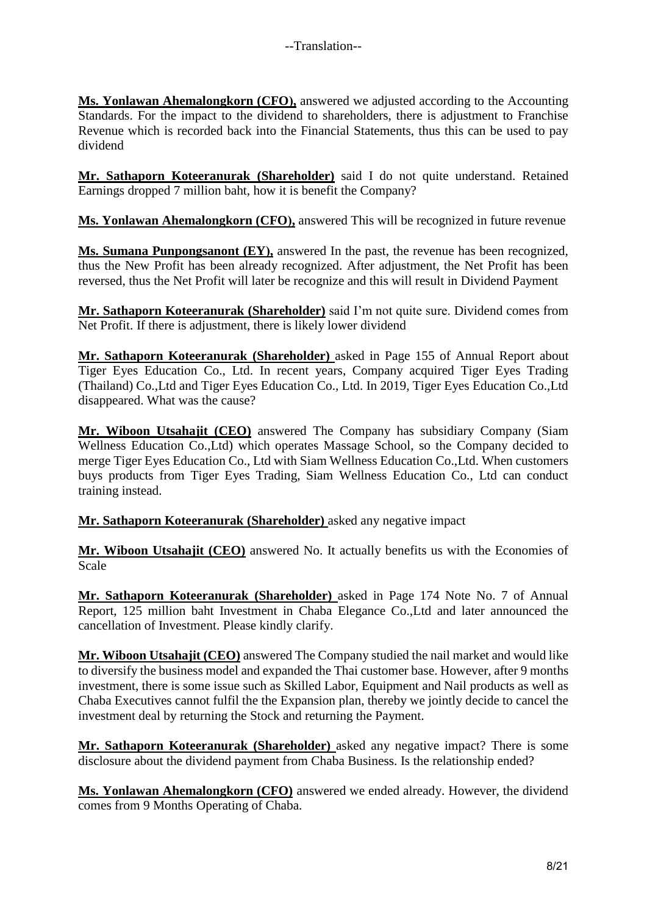--Translation--

**Ms. Yonlawan Ahemalongkorn (CFO),** answered we adjusted according to the Accounting Standards. For the impact to the dividend to shareholders, there is adjustment to Franchise Revenue which is recorded back into the Financial Statements, thus this can be used to pay dividend

**Mr. Sathaporn Koteeranurak (Shareholder)** said I do not quite understand. Retained Earnings dropped 7 million baht, how it is benefit the Company?

**Ms. Yonlawan Ahemalongkorn (CFO),** answered This will be recognized in future revenue

**Ms. Sumana Punpongsanont (EY),** answered In the past, the revenue has been recognized, thus the New Profit has been already recognized. After adjustment, the Net Profit has been reversed, thus the Net Profit will later be recognize and this will result in Dividend Payment

**Mr. Sathaporn Koteeranurak (Shareholder)** said I'm not quite sure. Dividend comes from Net Profit. If there is adjustment, there is likely lower dividend

**Mr. Sathaporn Koteeranurak (Shareholder)** asked in Page 155 of Annual Report about Tiger Eyes Education Co., Ltd. In recent years, Company acquired Tiger Eyes Trading (Thailand) Co.,Ltd and Tiger Eyes Education Co., Ltd. In 2019, Tiger Eyes Education Co.,Ltd disappeared. What was the cause?

**Mr. Wiboon Utsahajit (CEO)** answered The Company has subsidiary Company (Siam Wellness Education Co.,Ltd) which operates Massage School, so the Company decided to merge Tiger Eyes Education Co., Ltd with Siam Wellness Education Co.,Ltd. When customers buys products from Tiger Eyes Trading, Siam Wellness Education Co., Ltd can conduct training instead.

**Mr. Sathaporn Koteeranurak (Shareholder)** asked any negative impact

**Mr. Wiboon Utsahajit (CEO)** answered No. It actually benefits us with the Economies of Scale

**Mr. Sathaporn Koteeranurak (Shareholder)** asked in Page 174 Note No. 7 of Annual Report, 125 million baht Investment in Chaba Elegance Co.,Ltd and later announced the cancellation of Investment. Please kindly clarify.

**Mr. Wiboon Utsahajit (CEO)** answered The Company studied the nail market and would like to diversify the business model and expanded the Thai customer base. However, after 9 months investment, there is some issue such as Skilled Labor, Equipment and Nail products as well as Chaba Executives cannot fulfil the the Expansion plan, thereby we jointly decide to cancel the investment deal by returning the Stock and returning the Payment.

**Mr. Sathaporn Koteeranurak (Shareholder)** asked any negative impact? There is some disclosure about the dividend payment from Chaba Business. Is the relationship ended?

**Ms. Yonlawan Ahemalongkorn (CFO)** answered we ended already. However, the dividend comes from 9 Months Operating of Chaba.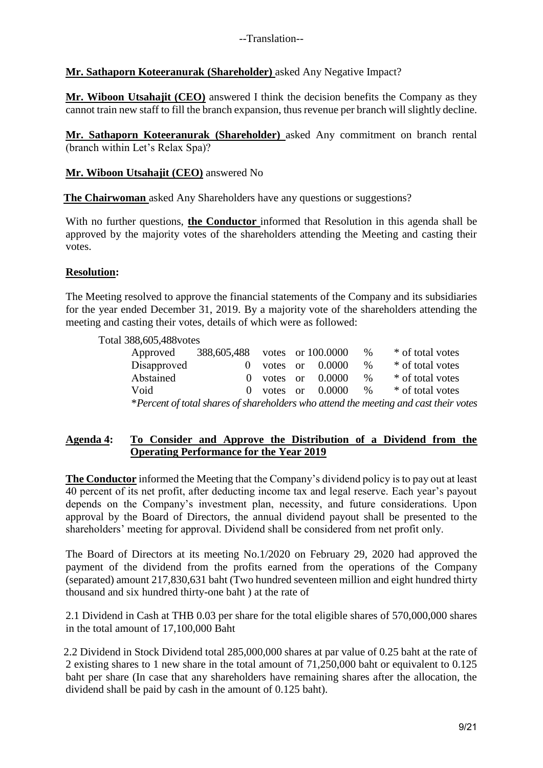--Translation--

**Mr. Sathaporn Koteeranurak (Shareholder)** asked Any Negative Impact?

**Mr. Wiboon Utsahajit (CEO)** answered I think the decision benefits the Company as they cannot train new staff to fill the branch expansion, thus revenue per branch will slightly decline.

**Mr. Sathaporn Koteeranurak (Shareholder)** asked Any commitment on branch rental (branch within Let's Relax Spa)?

**Mr. Wiboon Utsahajit (CEO)** answered No

**The Chairwoman** asked Any Shareholders have any questions or suggestions?

With no further questions, **the Conductor** informed that Resolution in this agenda shall be approved by the majority votes of the shareholders attending the Meeting and casting their votes.

**Resolution:**

The Meeting resolved to approve the financial statements of the Company and its subsidiaries for the year ended December 31, 2019. By a majority vote of the shareholders attending the meeting and casting their votes, details of which were as followed:

Total 388,605,488votes

| | | | | | | |
|---|---|---|---|---|---|---|
| Approved | 388,605,488 | votes | or | 100.0000 | % | * of total votes |
| Disapproved | 0 | votes | or | 0.0000 | % | * of total votes |
| Abstained | 0 | votes | or | 0.0000 | % | * of total votes |
| Void | 0 | votes | or | 0.0000 | % | * of total votes |

*\*Percent of total shares of shareholders who attend the meeting and cast their votes*

## Agenda 4: To Consider and Approve the Distribution of a Dividend from the Operating Performance for the Year 2019

**The Conductor** informed the Meeting that the Company's dividend policy is to pay out at least 40 percent of its net profit, after deducting income tax and legal reserve. Each year's payout depends on the Company's investment plan, necessity, and future considerations. Upon approval by the Board of Directors, the annual dividend payout shall be presented to the shareholders' meeting for approval. Dividend shall be considered from net profit only.

The Board of Directors at its meeting No.1/2020 on February 29, 2020 had approved the payment of the dividend from the profits earned from the operations of the Company (separated) amount 217,830,631 baht (Two hundred seventeen million and eight hundred thirty thousand and six hundred thirty-one baht ) at the rate of

2.1 Dividend in Cash at THB 0.03 per share for the total eligible shares of 570,000,000 shares in the total amount of 17,100,000 Baht

2.2 Dividend in Stock Dividend total 285,000,000 shares at par value of 0.25 baht at the rate of 2 existing shares to 1 new share in the total amount of 71,250,000 baht or equivalent to 0.125 baht per share (In case that any shareholders have remaining shares after the allocation, the dividend shall be paid by cash in the amount of 0.125 baht).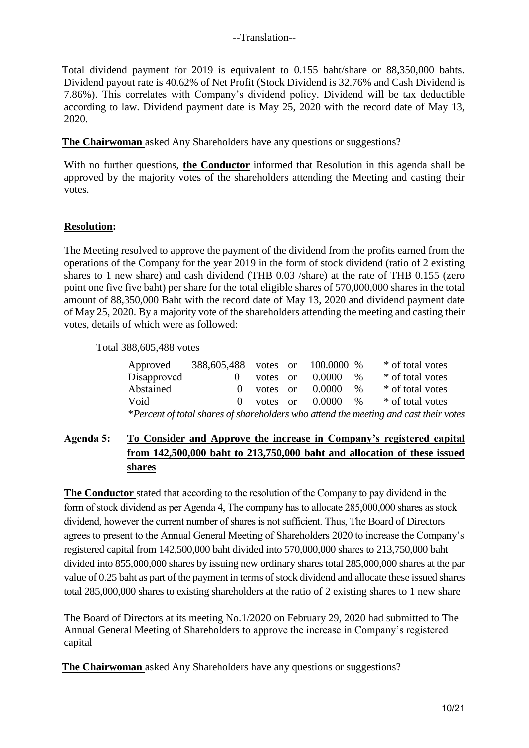--Translation--

Total dividend payment for 2019 is equivalent to 0.155 baht/share or 88,350,000 bahts. Dividend payout rate is 40.62% of Net Profit (Stock Dividend is 32.76% and Cash Dividend is 7.86%). This correlates with Company's dividend policy. Dividend will be tax deductible according to law. Dividend payment date is May 25, 2020 with the record date of May 13, 2020.

**The Chairwoman** asked Any Shareholders have any questions or suggestions?

With no further questions, **the Conductor** informed that Resolution in this agenda shall be approved by the majority votes of the shareholders attending the Meeting and casting their votes.

**Resolution:**

The Meeting resolved to approve the payment of the dividend from the profits earned from the operations of the Company for the year 2019 in the form of stock dividend (ratio of 2 existing shares to 1 new share) and cash dividend (THB 0.03 /share) at the rate of THB 0.155 (zero point one five five baht) per share for the total eligible shares of 570,000,000 shares in the total amount of 88,350,000 Baht with the record date of May 13, 2020 and dividend payment date of May 25, 2020. By a majority vote of the shareholders attending the meeting and casting their votes, details of which were as followed:

Total 388,605,488 votes

| | | | | | | |
|---|---|---|---|---|---|---|
| Approved | 388,605,488 | votes | or | 100.0000 | % | * of total votes |
| Disapproved | 0 | votes | or | 0.0000 | % | * of total votes |
| Abstained | 0 | votes | or | 0.0000 | % | * of total votes |
| Void | 0 | votes | or | 0.0000 | % | * of total votes |

*\*Percent of total shares of shareholders who attend the meeting and cast their votes*

## Agenda 5: To Consider and Approve the increase in Company's registered capital from 142,500,000 baht to 213,750,000 baht and allocation of these issued shares

**The Conductor** stated that according to the resolution of the Company to pay dividend in the form of stock dividend as per Agenda 4, The company has to allocate 285,000,000 shares as stock dividend, however the current number of shares is not sufficient. Thus, The Board of Directors agrees to present to the Annual General Meeting of Shareholders 2020 to increase the Company's registered capital from 142,500,000 baht divided into 570,000,000 shares to 213,750,000 baht divided into 855,000,000 shares by issuing new ordinary shares total 285,000,000 shares at the par value of 0.25 baht as part of the payment in terms of stock dividend and allocate these issued shares total 285,000,000 shares to existing shareholders at the ratio of 2 existing shares to 1 new share

The Board of Directors at its meeting No.1/2020 on February 29, 2020 had submitted to The Annual General Meeting of Shareholders to approve the increase in Company's registered capital

**The Chairwoman** asked Any Shareholders have any questions or suggestions?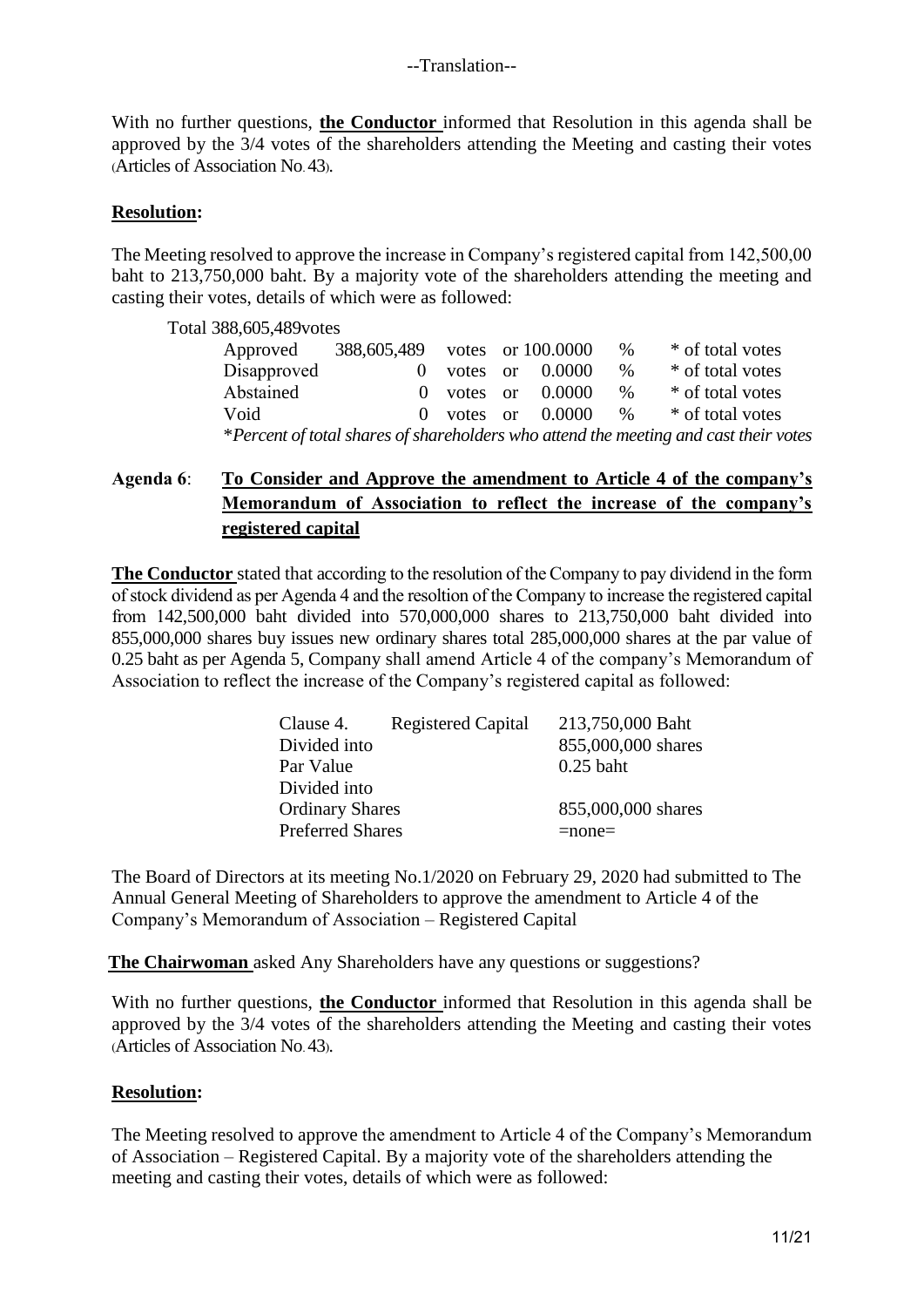--Translation--

With no further questions, **the Conductor** informed that Resolution in this agenda shall be approved by the 3/4 votes of the shareholders attending the Meeting and casting their votes (Articles of Association No. 43).

**Resolution:**

The Meeting resolved to approve the increase in Company's registered capital from 142,500,00 baht to 213,750,000 baht. By a majority vote of the shareholders attending the meeting and casting their votes, details of which were as followed:

Total 388,605,489votes

| | | | | | |
|---|---|---|---|---|---|
| Approved | 388,605,489 | votes or | 100.0000 | % | * of total votes |
| Disapproved | 0 | votes or | 0.0000 | % | * of total votes |
| Abstained | 0 | votes or | 0.0000 | % | * of total votes |
| Void | 0 | votes or | 0.0000 | % | * of total votes |

**Percent of total shares of shareholders who attend the meeting and cast their votes*

**Agenda 6**: **To Consider and Approve the amendment to Article 4 of the company's Memorandum of Association to reflect the increase of the company's registered capital**

**The Conductor** stated that according to the resolution of the Company to pay dividend in the form of stock dividend as per Agenda 4 and the resoltion of the Company to increase the registered capital from 142,500,000 baht divided into 570,000,000 shares to 213,750,000 baht divided into 855,000,000 shares buy issues new ordinary shares total 285,000,000 shares at the par value of 0.25 baht as per Agenda 5, Company shall amend Article 4 of the company's Memorandum of Association to reflect the increase of the Company's registered capital as followed:

| | | |
|---|---|---|
| Clause 4. | Registered Capital | 213,750,000 Baht |
| Divided into | | 855,000,000 shares |
| Par Value | | 0.25 baht |
| Divided into | | |
| Ordinary Shares | | 855,000,000 shares |
| Preferred Shares | | =none= |

The Board of Directors at its meeting No.1/2020 on February 29, 2020 had submitted to The Annual General Meeting of Shareholders to approve the amendment to Article 4 of the Company's Memorandum of Association – Registered Capital

**The Chairwoman** asked Any Shareholders have any questions or suggestions?

With no further questions, **the Conductor** informed that Resolution in this agenda shall be approved by the 3/4 votes of the shareholders attending the Meeting and casting their votes (Articles of Association No. 43).

**Resolution:**

The Meeting resolved to approve the amendment to Article 4 of the Company's Memorandum of Association – Registered Capital. By a majority vote of the shareholders attending the meeting and casting their votes, details of which were as followed: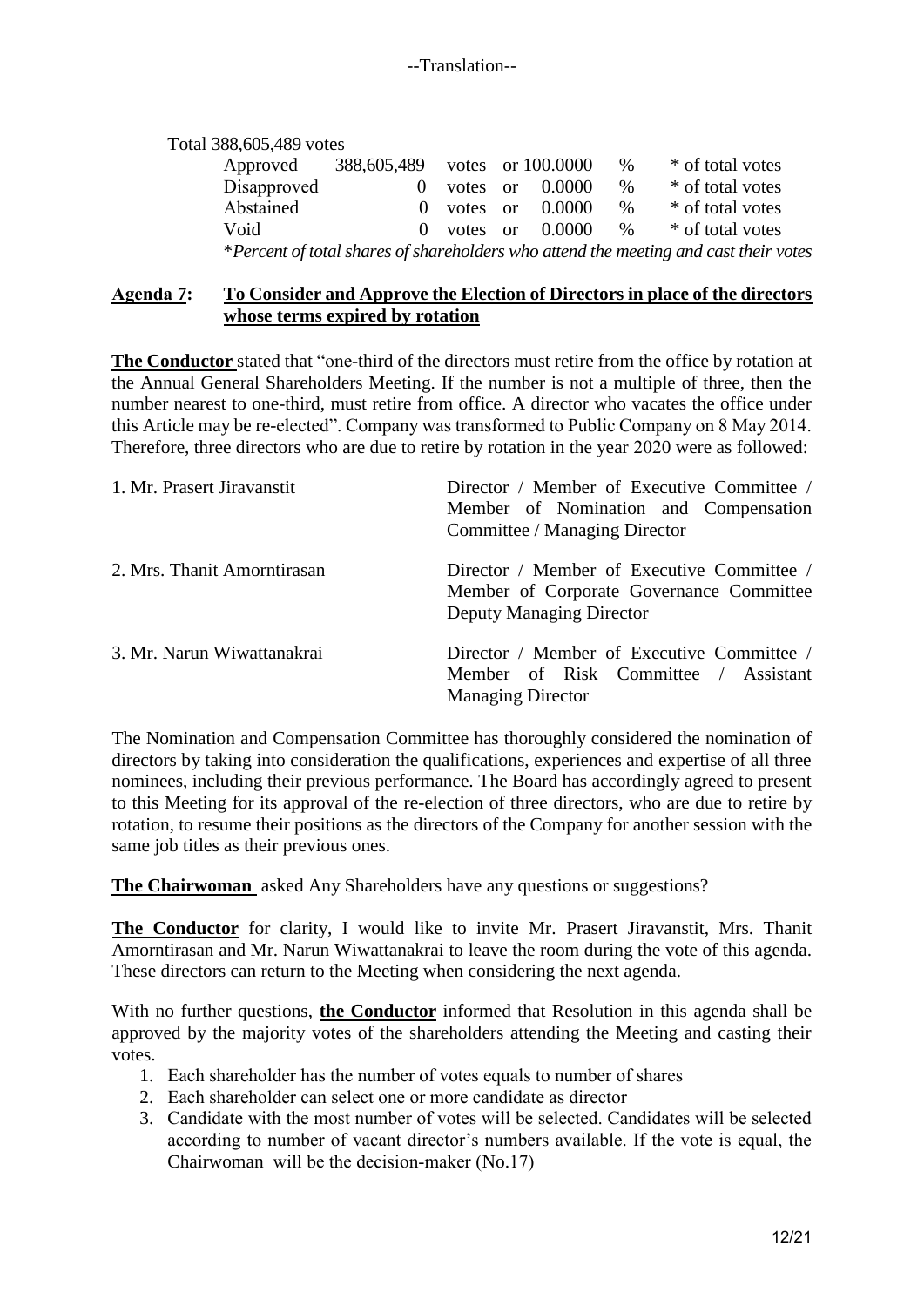--Translation--

Total 388,605,489 votes

| | | | | | |
|---|---|---|---|---|---|
| Approved | 388,605,489 | votes | or 100.0000 | % | * of total votes |
| Disapproved | 0 | votes | or 0.0000 | % | * of total votes |
| Abstained | 0 | votes | or 0.0000 | % | * of total votes |
| Void | 0 | votes | or 0.0000 | % | * of total votes |

*\*Percent of total shares of shareholders who attend the meeting and cast their votes*

**Agenda 7: To Consider and Approve the Election of Directors in place of the directors whose terms expired by rotation**

**The Conductor** stated that "one-third of the directors must retire from the office by rotation at the Annual General Shareholders Meeting. If the number is not a multiple of three, then the number nearest to one-third, must retire from office. A director who vacates the office under this Article may be re-elected". Company was transformed to Public Company on 8 May 2014. Therefore, three directors who are due to retire by rotation in the year 2020 were as followed:

| | |
|---|---|
| 1. Mr. Prasert Jiravanstit | Director / Member of Executive Committee / Member of Nomination and Compensation Committee / Managing Director |
| 2. Mrs. Thanit Amorntirasan | Director / Member of Executive Committee / Member of Corporate Governance Committee Deputy Managing Director |
| 3. Mr. Narun Wiwattanakrai | Director / Member of Executive Committee / Member of Risk Committee / Assistant Managing Director |

The Nomination and Compensation Committee has thoroughly considered the nomination of directors by taking into consideration the qualifications, experiences and expertise of all three nominees, including their previous performance. The Board has accordingly agreed to present to this Meeting for its approval of the re-election of three directors, who are due to retire by rotation, to resume their positions as the directors of the Company for another session with the same job titles as their previous ones.

**The Chairwoman** asked Any Shareholders have any questions or suggestions?

**The Conductor** for clarity, I would like to invite Mr. Prasert Jiravanstit, Mrs. Thanit Amorntirasan and Mr. Narun Wiwattanakrai to leave the room during the vote of this agenda. These directors can return to the Meeting when considering the next agenda.

With no further questions, **the Conductor** informed that Resolution in this agenda shall be approved by the majority votes of the shareholders attending the Meeting and casting their votes.

1. Each shareholder has the number of votes equals to number of shares
2. Each shareholder can select one or more candidate as director
3. Candidate with the most number of votes will be selected. Candidates will be selected according to number of vacant director's numbers available. If the vote is equal, the Chairwoman will be the decision-maker (No.17)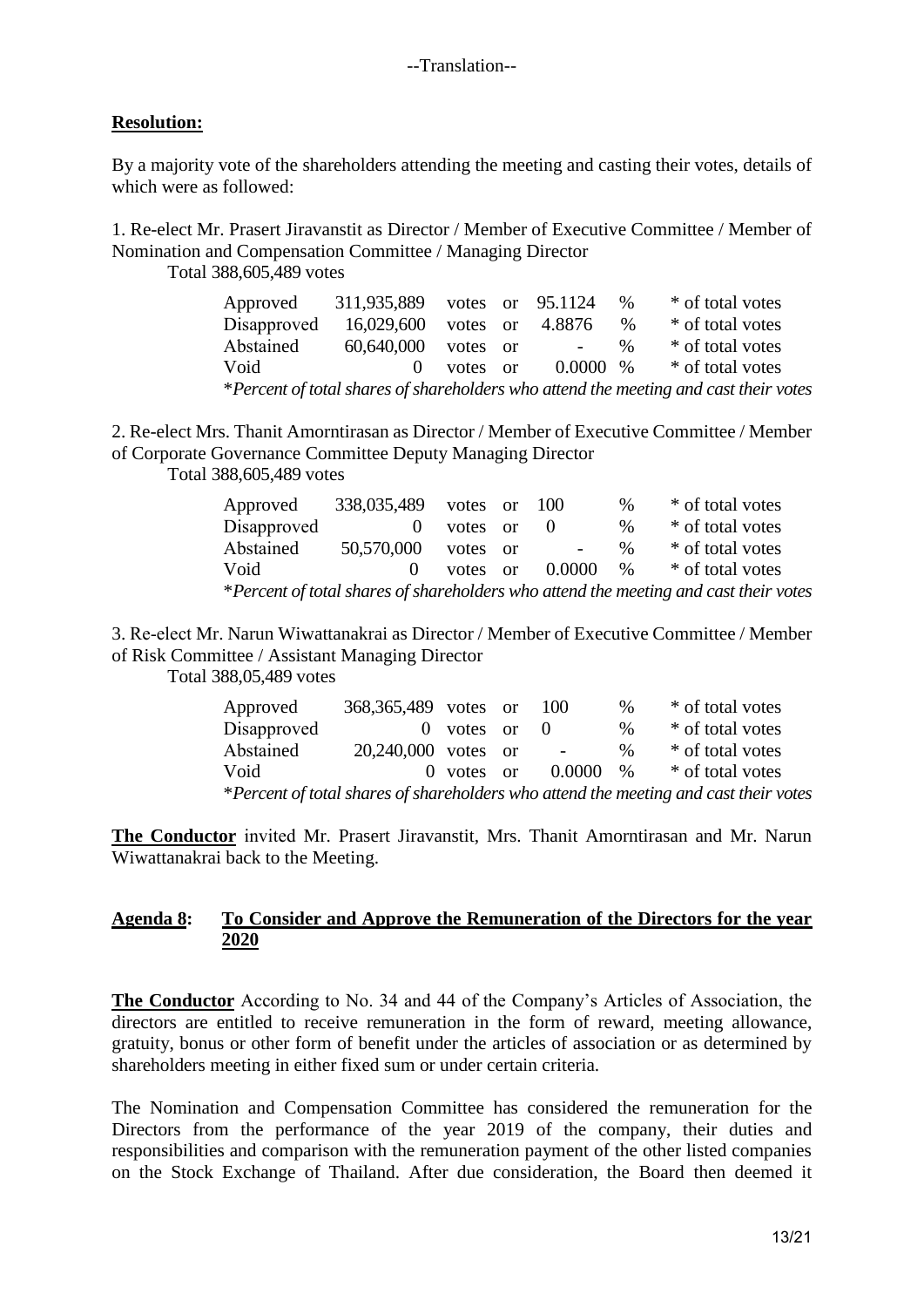--Translation--

**Resolution:**

By a majority vote of the shareholders attending the meeting and casting their votes, details of which were as followed:

1. Re-elect Mr. Prasert Jiravanstit as Director / Member of Executive Committee / Member of Nomination and Compensation Committee / Managing Director

Total 388,605,489 votes

| | | | | | | |
|---|---|---|---|---|---|---|
| Approved | 311,935,889 | votes | or | 95.1124 | % | * of total votes |
| Disapproved | 16,029,600 | votes | or | 4.8876 | % | * of total votes |
| Abstained | 60,640,000 | votes | or | - | % | * of total votes |
| Void | 0 | votes | or | 0.0000 | % | * of total votes |

**Percent of total shares of shareholders who attend the meeting and cast their votes*

2. Re-elect Mrs. Thanit Amorntirasan as Director / Member of Executive Committee / Member of Corporate Governance Committee Deputy Managing Director

Total 388,605,489 votes

| | | | | | | |
|---|---|---|---|---|---|---|
| Approved | 338,035,489 | votes | or | 100 | % | * of total votes |
| Disapproved | 0 | votes | or | 0 | % | * of total votes |
| Abstained | 50,570,000 | votes | or | - | % | * of total votes |
| Void | 0 | votes | or | 0.0000 | % | * of total votes |

**Percent of total shares of shareholders who attend the meeting and cast their votes*

3. Re-elect Mr. Narun Wiwattanakrai as Director / Member of Executive Committee / Member of Risk Committee / Assistant Managing Director

Total 388,05,489 votes

| | | | | | | |
|---|---|---|---|---|---|---|
| Approved | 368,365,489 | votes | or | 100 | % | * of total votes |
| Disapproved | 0 | votes | or | 0 | % | * of total votes |
| Abstained | 20,240,000 | votes | or | - | % | * of total votes |
| Void | 0 | votes | or | 0.0000 | % | * of total votes |

**Percent of total shares of shareholders who attend the meeting and cast their votes*

**The Conductor** invited Mr. Prasert Jiravanstit, Mrs. Thanit Amorntirasan and Mr. Narun Wiwattanakrai back to the Meeting.

## Agenda 8: To Consider and Approve the Remuneration of the Directors for the year 2020

**The Conductor** According to No. 34 and 44 of the Company's Articles of Association, the directors are entitled to receive remuneration in the form of reward, meeting allowance, gratuity, bonus or other form of benefit under the articles of association or as determined by shareholders meeting in either fixed sum or under certain criteria.

The Nomination and Compensation Committee has considered the remuneration for the Directors from the performance of the year 2019 of the company, their duties and responsibilities and comparison with the remuneration payment of the other listed companies on the Stock Exchange of Thailand. After due consideration, the Board then deemed it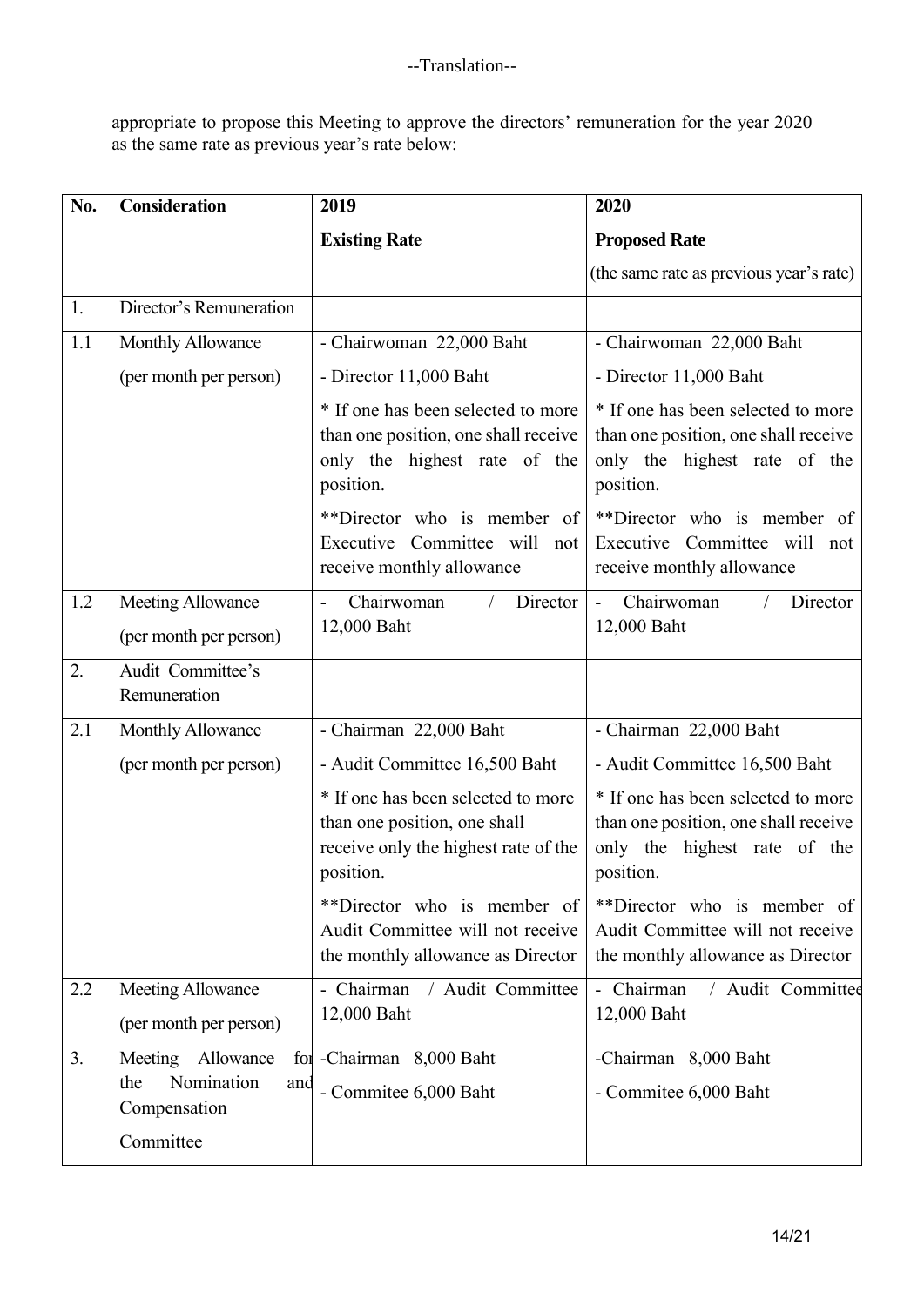--Translation--

appropriate to propose this Meeting to approve the directors' remuneration for the year 2020 as the same rate as previous year's rate below:

| No. | Consideration | 2019<br>Existing Rate | 2020<br>Proposed Rate<br>(the same rate as previous year's rate) |
|---|---|---|---|
| 1. | Director's Remuneration | | |
| 1.1 | Monthly Allowance<br>(per month per person) | - Chairwoman 22,000 Baht<br>- Director 11,000 Baht<br>* If one has been selected to more than one position, one shall receive only the highest rate of the position.<br>**Director who is member of Executive Committee will not receive monthly allowance | - Chairwoman 22,000 Baht<br>- Director 11,000 Baht<br>* If one has been selected to more than one position, one shall receive only the highest rate of the position.<br>**Director who is member of Executive Committee will not receive monthly allowance |
| 1.2 | Meeting Allowance<br>(per month per person) | - Chairwoman / Director 12,000 Baht | - Chairwoman / Director 12,000 Baht |
| 2. | Audit Committee's Remuneration | | |
| 2.1 | Monthly Allowance<br>(per month per person) | - Chairman 22,000 Baht<br>- Audit Committee 16,500 Baht<br>* If one has been selected to more than one position, one shall receive only the highest rate of the position.<br>**Director who is member of Audit Committee will not receive the monthly allowance as Director | - Chairman 22,000 Baht<br>- Audit Committee 16,500 Baht<br>* If one has been selected to more than one position, one shall receive only the highest rate of the position.<br>**Director who is member of Audit Committee will not receive the monthly allowance as Director |
| 2.2 | Meeting Allowance<br>(per month per person) | - Chairman / Audit Committee 12,000 Baht | - Chairman / Audit Committee 12,000 Baht |
| 3. | Meeting Allowance for the Nomination and Compensation Committee | -Chairman 8,000 Baht<br>- Commitee 6,000 Baht | -Chairman 8,000 Baht<br>- Commitee 6,000 Baht |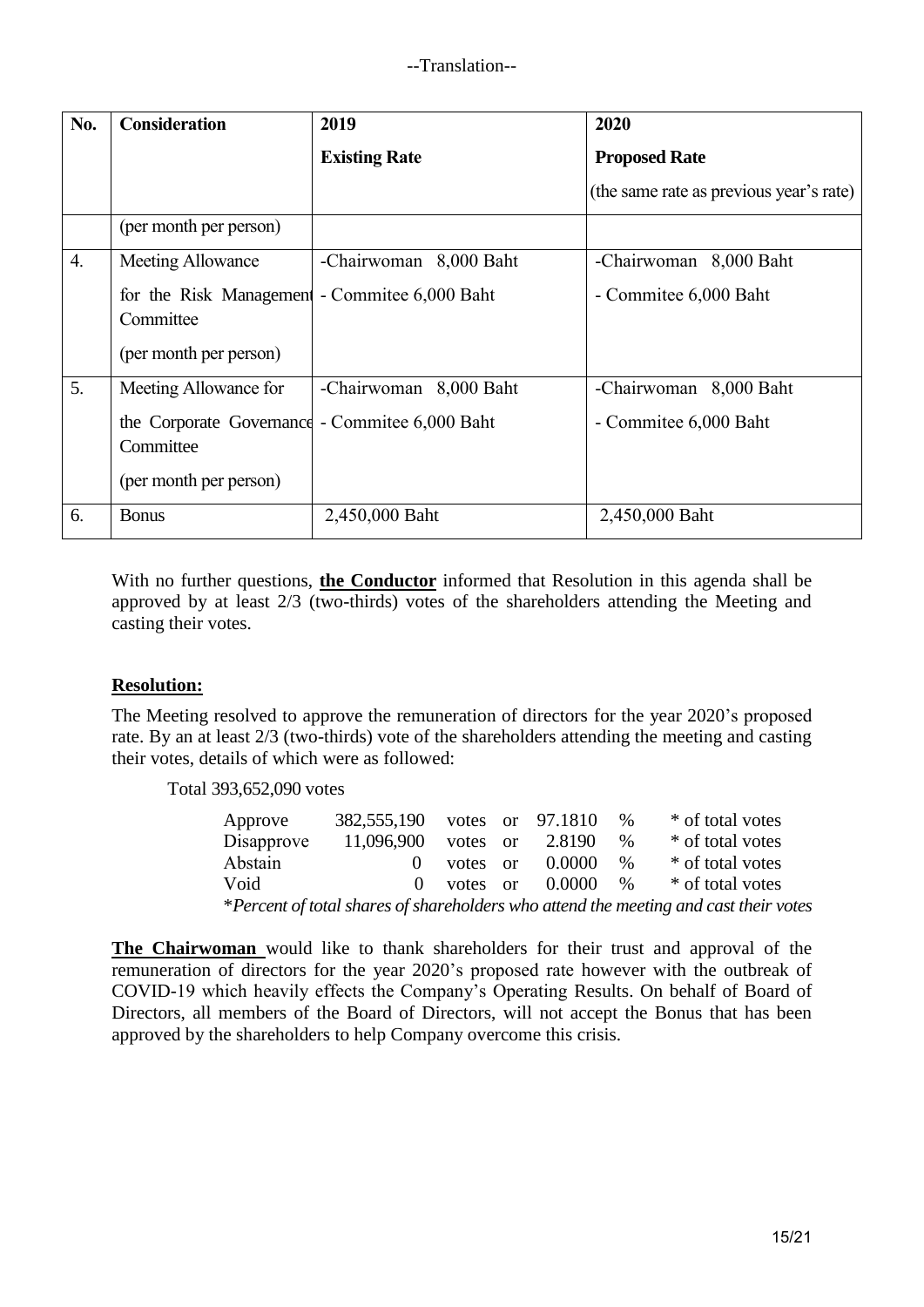--Translation--

| No. | Consideration | 2019<br>Existing Rate | 2020<br>Proposed Rate<br>(the same rate as previous year's rate) |
|---|---|---|---|
| | (per month per person) | | |
| 4. | Meeting Allowance for the Risk Management Committee (per month per person) | -Chairwoman 8,000 Baht<br>- Commitee 6,000 Baht | -Chairwoman 8,000 Baht<br>- Commitee 6,000 Baht |
| 5. | Meeting Allowance for the Corporate Governance Committee (per month per person) | -Chairwoman 8,000 Baht<br>- Commitee 6,000 Baht | -Chairwoman 8,000 Baht<br>- Commitee 6,000 Baht |
| 6. | Bonus | 2,450,000 Baht | 2,450,000 Baht |

With no further questions, **the Conductor** informed that Resolution in this agenda shall be approved by at least 2/3 (two-thirds) votes of the shareholders attending the Meeting and casting their votes.

**Resolution:**

The Meeting resolved to approve the remuneration of directors for the year 2020's proposed rate. By an at least 2/3 (two-thirds) vote of the shareholders attending the meeting and casting their votes, details of which were as followed:

Total 393,652,090 votes

| | | | | | | |
|---|---|---|---|---|---|---|
| Approve | 382,555,190 | votes | or | 97.1810 | % | * of total votes |
| Disapprove | 11,096,900 | votes | or | 2.8190 | % | * of total votes |
| Abstain | 0 | votes | or | 0.0000 | % | * of total votes |
| Void | 0 | votes | or | 0.0000 | % | * of total votes |

**Percent of total shares of shareholders who attend the meeting and cast their votes*

**The Chairwoman** would like to thank shareholders for their trust and approval of the remuneration of directors for the year 2020's proposed rate however with the outbreak of COVID-19 which heavily effects the Company's Operating Results. On behalf of Board of Directors, all members of the Board of Directors, will not accept the Bonus that has been approved by the shareholders to help Company overcome this crisis.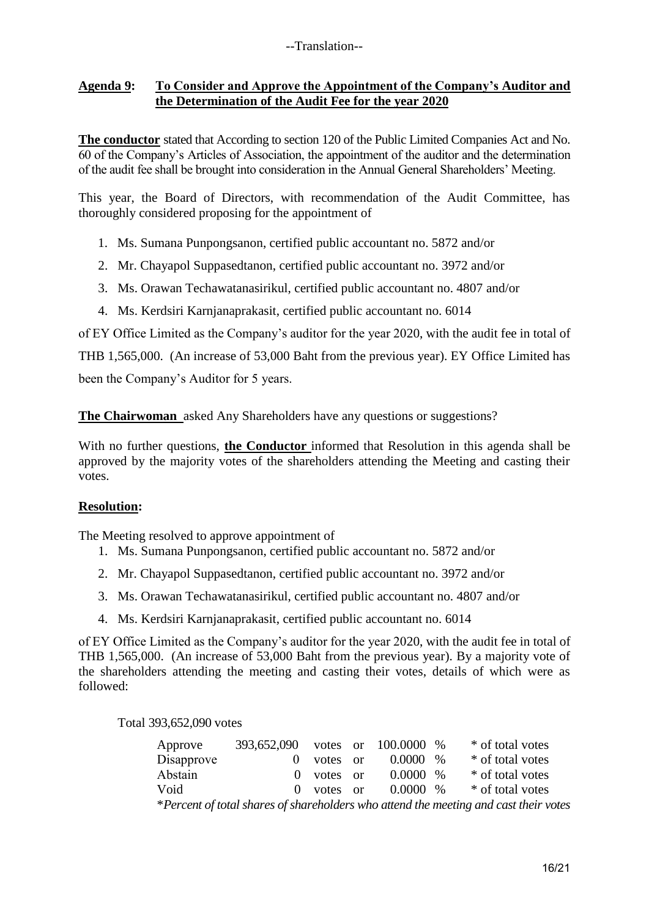--Translation--

**Agenda 9: To Consider and Approve the Appointment of the Company's Auditor and the Determination of the Audit Fee for the year 2020**

**The conductor** stated that According to section 120 of the Public Limited Companies Act and No. 60 of the Company's Articles of Association, the appointment of the auditor and the determination of the audit fee shall be brought into consideration in the Annual General Shareholders' Meeting.

This year, the Board of Directors, with recommendation of the Audit Committee, has thoroughly considered proposing for the appointment of

1. Ms. Sumana Punpongsanon, certified public accountant no. 5872 and/or
2. Mr. Chayapol Suppasedtanon, certified public accountant no. 3972 and/or
3. Ms. Orawan Techawatanasirikul, certified public accountant no. 4807 and/or
4. Ms. Kerdsiri Karnjanaprakasit, certified public accountant no. 6014

of EY Office Limited as the Company's auditor for the year 2020, with the audit fee in total of THB 1,565,000. (An increase of 53,000 Baht from the previous year). EY Office Limited has been the Company's Auditor for 5 years.

**The Chairwoman** asked Any Shareholders have any questions or suggestions?

With no further questions, **the Conductor** informed that Resolution in this agenda shall be approved by the majority votes of the shareholders attending the Meeting and casting their votes.

**Resolution:**

The Meeting resolved to approve appointment of

1. Ms. Sumana Punpongsanon, certified public accountant no. 5872 and/or
2. Mr. Chayapol Suppasedtanon, certified public accountant no. 3972 and/or
3. Ms. Orawan Techawatanasirikul, certified public accountant no. 4807 and/or
4. Ms. Kerdsiri Karnjanaprakasit, certified public accountant no. 6014

of EY Office Limited as the Company's auditor for the year 2020, with the audit fee in total of THB 1,565,000. (An increase of 53,000 Baht from the previous year). By a majority vote of the shareholders attending the meeting and casting their votes, details of which were as followed:

Total 393,652,090 votes

| | | | | |
|---|---|---|---|---|
| Approve | 393,652,090 | votes or | 100.0000 % | * of total votes |
| Disapprove | 0 | votes or | 0.0000 % | * of total votes |
| Abstain | 0 | votes or | 0.0000 % | * of total votes |
| Void | 0 | votes or | 0.0000 % | * of total votes |

**Percent of total shares of shareholders who attend the meeting and cast their votes*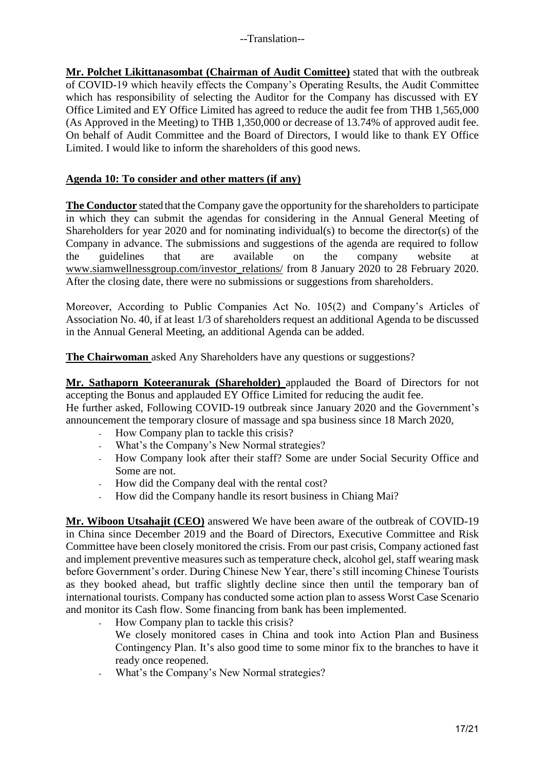--Translation--

**Mr. Polchet Likittanasombat (Chairman of Audit Comittee)** stated that with the outbreak of COVID-19 which heavily effects the Company's Operating Results, the Audit Committee which has responsibility of selecting the Auditor for the Company has discussed with EY Office Limited and EY Office Limited has agreed to reduce the audit fee from THB 1,565,000 (As Approved in the Meeting) to THB 1,350,000 or decrease of 13.74% of approved audit fee. On behalf of Audit Committee and the Board of Directors, I would like to thank EY Office Limited. I would like to inform the shareholders of this good news.

**Agenda 10: To consider and other matters (if any)**

**The Conductor** stated that the Company gave the opportunity for the shareholders to participate in which they can submit the agendas for considering in the Annual General Meeting of Shareholders for year 2020 and for nominating individual(s) to become the director(s) of the Company in advance. The submissions and suggestions of the agenda are required to follow the guidelines that are available on the company website at www.siamwellnessgroup.com/investor_relations/ from 8 January 2020 to 28 February 2020. After the closing date, there were no submissions or suggestions from shareholders.

Moreover, According to Public Companies Act No. 105(2) and Company's Articles of Association No. 40, if at least 1/3 of shareholders request an additional Agenda to be discussed in the Annual General Meeting, an additional Agenda can be added.

**The Chairwoman** asked Any Shareholders have any questions or suggestions?

**Mr. Sathaporn Koteeranurak (Shareholder)** applauded the Board of Directors for not accepting the Bonus and applauded EY Office Limited for reducing the audit fee.
He further asked, Following COVID-19 outbreak since January 2020 and the Government's announcement the temporary closure of massage and spa business since 18 March 2020,

- How Company plan to tackle this crisis?
- What's the Company's New Normal strategies?
- How Company look after their staff? Some are under Social Security Office and Some are not.
- How did the Company deal with the rental cost?
- How did the Company handle its resort business in Chiang Mai?

**Mr. Wiboon Utsahajit (CEO)** answered We have been aware of the outbreak of COVID-19 in China since December 2019 and the Board of Directors, Executive Committee and Risk Committee have been closely monitored the crisis. From our past crisis, Company actioned fast and implement preventive measures such as temperature check, alcohol gel, staff wearing mask before Government's order. During Chinese New Year, there's still incoming Chinese Tourists as they booked ahead, but traffic slightly decline since then until the temporary ban of international tourists. Company has conducted some action plan to assess Worst Case Scenario and monitor its Cash flow. Some financing from bank has been implemented.

- How Company plan to tackle this crisis?
  We closely monitored cases in China and took into Action Plan and Business Contingency Plan. It's also good time to some minor fix to the branches to have it ready once reopened.
- What's the Company's New Normal strategies?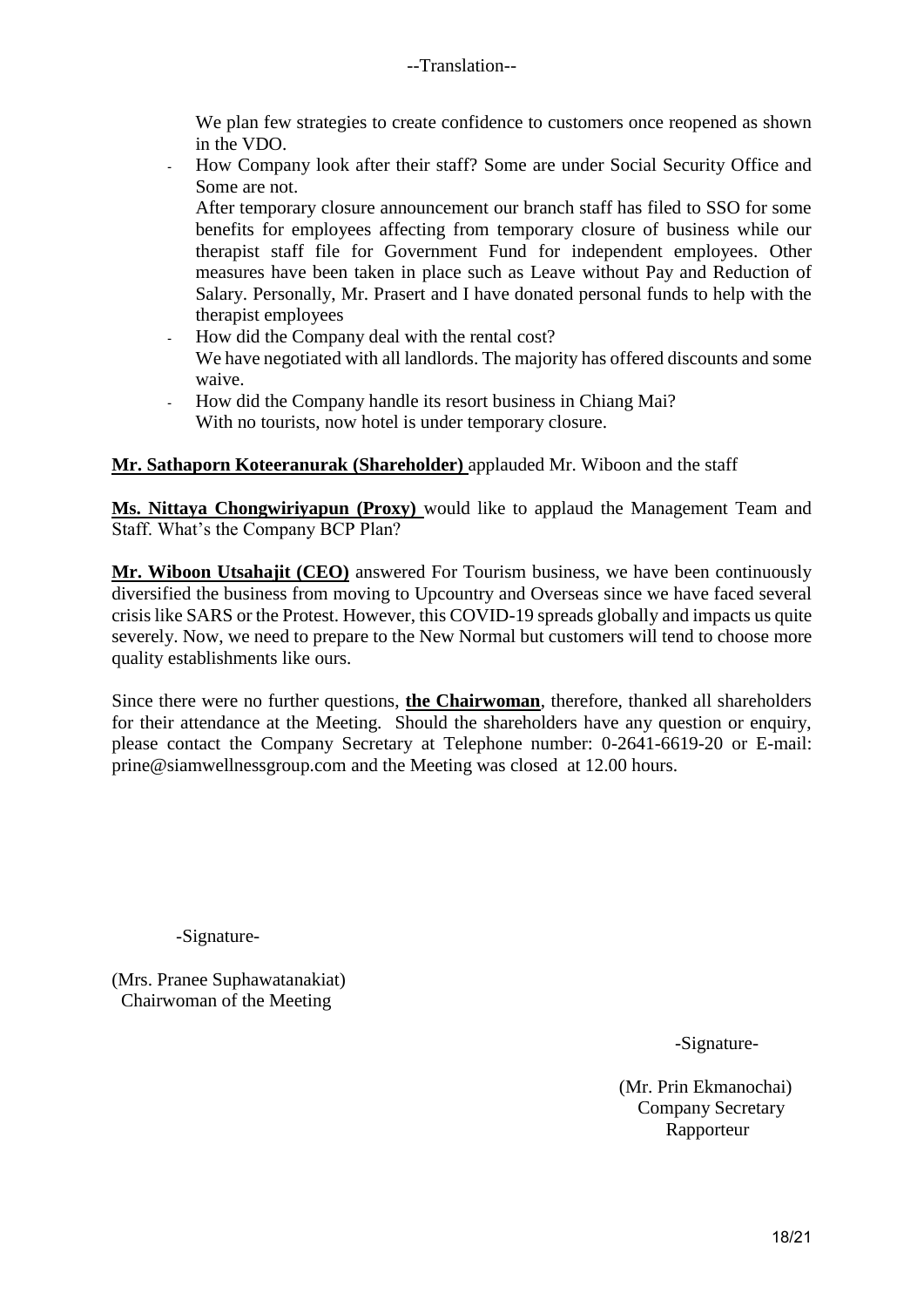--Translation--

We plan few strategies to create confidence to customers once reopened as shown in the VDO.

- How Company look after their staff? Some are under Social Security Office and Some are not.
  After temporary closure announcement our branch staff has filed to SSO for some benefits for employees affecting from temporary closure of business while our therapist staff file for Government Fund for independent employees. Other measures have been taken in place such as Leave without Pay and Reduction of Salary. Personally, Mr. Prasert and I have donated personal funds to help with the therapist employees
- How did the Company deal with the rental cost?
  We have negotiated with all landlords. The majority has offered discounts and some waive.
- How did the Company handle its resort business in Chiang Mai?
  With no tourists, now hotel is under temporary closure.

**Mr. Sathaporn Koteeranurak (Shareholder)** applauded Mr. Wiboon and the staff

**Ms. Nittaya Chongwiriyapun (Proxy)** would like to applaud the Management Team and Staff. What's the Company BCP Plan?

**Mr. Wiboon Utsahajit (CEO)** answered For Tourism business, we have been continuously diversified the business from moving to Upcountry and Overseas since we have faced several crisis like SARS or the Protest. However, this COVID-19 spreads globally and impacts us quite severely. Now, we need to prepare to the New Normal but customers will tend to choose more quality establishments like ours.

Since there were no further questions, **the Chairwoman**, therefore, thanked all shareholders for their attendance at the Meeting. Should the shareholders have any question or enquiry, please contact the Company Secretary at Telephone number: 0-2641-6619-20 or E-mail: prine@siamwellnessgroup.com and the Meeting was closed at 12.00 hours.

-Signature-

(Mrs. Pranee Suphawatanakiat)
Chairwoman of the Meeting

-Signature-

(Mr. Prin Ekmanochai)
Company Secretary
Rapporteur